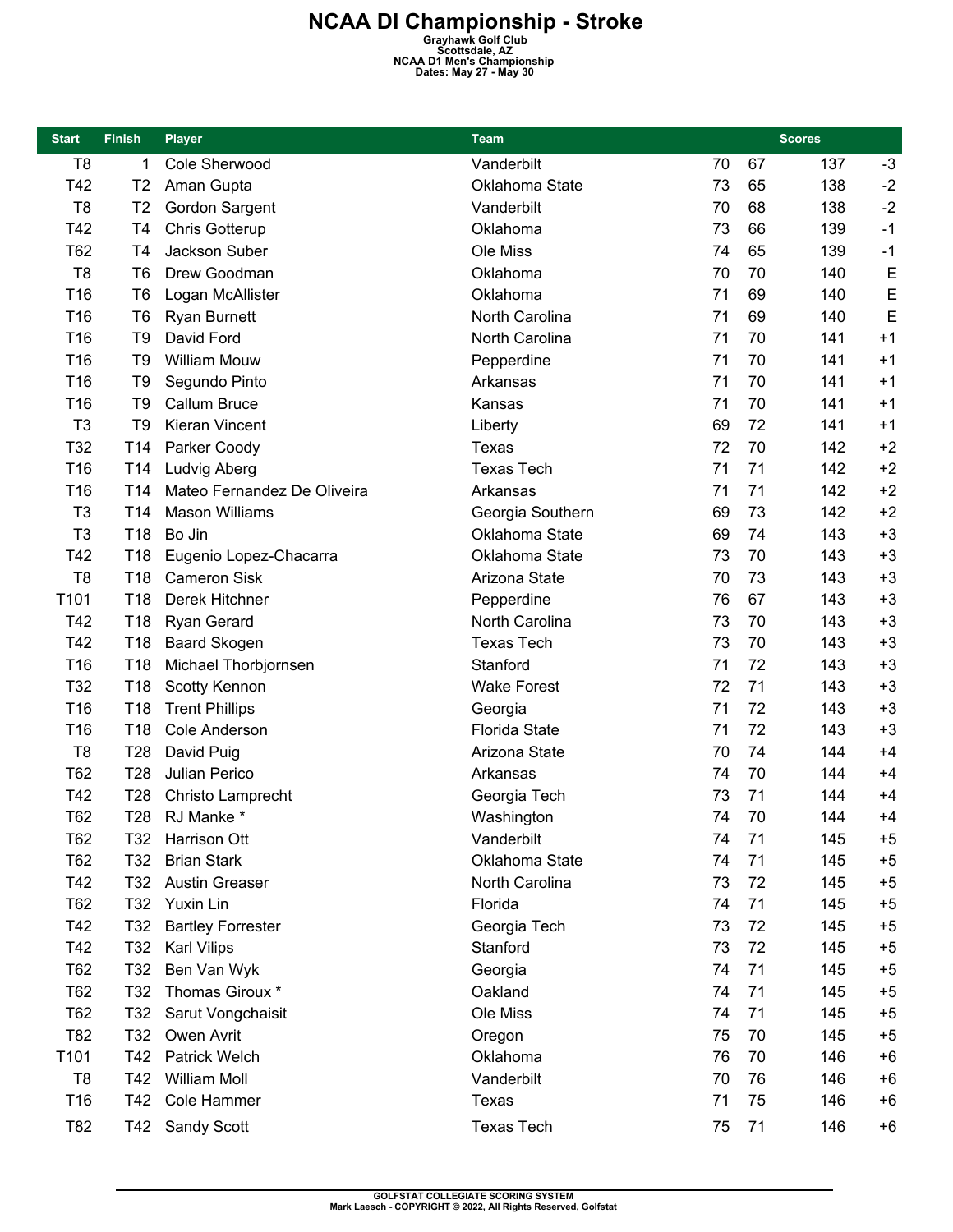# NCAA DI Championship - Stroke

**Grayhawk Golf Club**
**Scottsdale, AZ**
**NCAA D1 Men's Championship**
**Dates: May 27 - May 30**

| Start | Finish | Player | Team | Scores | | | |
|---|---|---|---|---|---|---|---|
| T8 | 1 | Cole Sherwood | Vanderbilt | 70 | 67 | 137 | -3 |
| T42 | T2 | Aman Gupta | Oklahoma State | 73 | 65 | 138 | -2 |
| T8 | T2 | Gordon Sargent | Vanderbilt | 70 | 68 | 138 | -2 |
| T42 | T4 | Chris Gotterup | Oklahoma | 73 | 66 | 139 | -1 |
| T62 | T4 | Jackson Suber | Ole Miss | 74 | 65 | 139 | -1 |
| T8 | T6 | Drew Goodman | Oklahoma | 70 | 70 | 140 | E |
| T16 | T6 | Logan McAllister | Oklahoma | 71 | 69 | 140 | E |
| T16 | T6 | Ryan Burnett | North Carolina | 71 | 69 | 140 | E |
| T16 | T9 | David Ford | North Carolina | 71 | 70 | 141 | +1 |
| T16 | T9 | William Mouw | Pepperdine | 71 | 70 | 141 | +1 |
| T16 | T9 | Segundo Pinto | Arkansas | 71 | 70 | 141 | +1 |
| T16 | T9 | Callum Bruce | Kansas | 71 | 70 | 141 | +1 |
| T3 | T9 | Kieran Vincent | Liberty | 69 | 72 | 141 | +1 |
| T32 | T14 | Parker Coody | Texas | 72 | 70 | 142 | +2 |
| T16 | T14 | Ludvig Aberg | Texas Tech | 71 | 71 | 142 | +2 |
| T16 | T14 | Mateo Fernandez De Oliveira | Arkansas | 71 | 71 | 142 | +2 |
| T3 | T14 | Mason Williams | Georgia Southern | 69 | 73 | 142 | +2 |
| T3 | T18 | Bo Jin | Oklahoma State | 69 | 74 | 143 | +3 |
| T42 | T18 | Eugenio Lopez-Chacarra | Oklahoma State | 73 | 70 | 143 | +3 |
| T8 | T18 | Cameron Sisk | Arizona State | 70 | 73 | 143 | +3 |
| T101 | T18 | Derek Hitchner | Pepperdine | 76 | 67 | 143 | +3 |
| T42 | T18 | Ryan Gerard | North Carolina | 73 | 70 | 143 | +3 |
| T42 | T18 | Baard Skogen | Texas Tech | 73 | 70 | 143 | +3 |
| T16 | T18 | Michael Thorbjornsen | Stanford | 71 | 72 | 143 | +3 |
| T32 | T18 | Scotty Kennon | Wake Forest | 72 | 71 | 143 | +3 |
| T16 | T18 | Trent Phillips | Georgia | 71 | 72 | 143 | +3 |
| T16 | T18 | Cole Anderson | Florida State | 71 | 72 | 143 | +3 |
| T8 | T28 | David Puig | Arizona State | 70 | 74 | 144 | +4 |
| T62 | T28 | Julian Perico | Arkansas | 74 | 70 | 144 | +4 |
| T42 | T28 | Christo Lamprecht | Georgia Tech | 73 | 71 | 144 | +4 |
| T62 | T28 | RJ Manke * | Washington | 74 | 70 | 144 | +4 |
| T62 | T32 | Harrison Ott | Vanderbilt | 74 | 71 | 145 | +5 |
| T62 | T32 | Brian Stark | Oklahoma State | 74 | 71 | 145 | +5 |
| T42 | T32 | Austin Greaser | North Carolina | 73 | 72 | 145 | +5 |
| T62 | T32 | Yuxin Lin | Florida | 74 | 71 | 145 | +5 |
| T42 | T32 | Bartley Forrester | Georgia Tech | 73 | 72 | 145 | +5 |
| T42 | T32 | Karl Vilips | Stanford | 73 | 72 | 145 | +5 |
| T62 | T32 | Ben Van Wyk | Georgia | 74 | 71 | 145 | +5 |
| T62 | T32 | Thomas Giroux * | Oakland | 74 | 71 | 145 | +5 |
| T62 | T32 | Sarut Vongchaisit | Ole Miss | 74 | 71 | 145 | +5 |
| T82 | T32 | Owen Avrit | Oregon | 75 | 70 | 145 | +5 |
| T101 | T42 | Patrick Welch | Oklahoma | 76 | 70 | 146 | +6 |
| T8 | T42 | William Moll | Vanderbilt | 70 | 76 | 146 | +6 |
| T16 | T42 | Cole Hammer | Texas | 71 | 75 | 146 | +6 |
| T82 | T42 | Sandy Scott | Texas Tech | 75 | 71 | 146 | +6 |

GOLFSTAT COLLEGIATE SCORING SYSTEM
Mark Laesch - COPYRIGHT © 2022, All Rights Reserved, Golfstat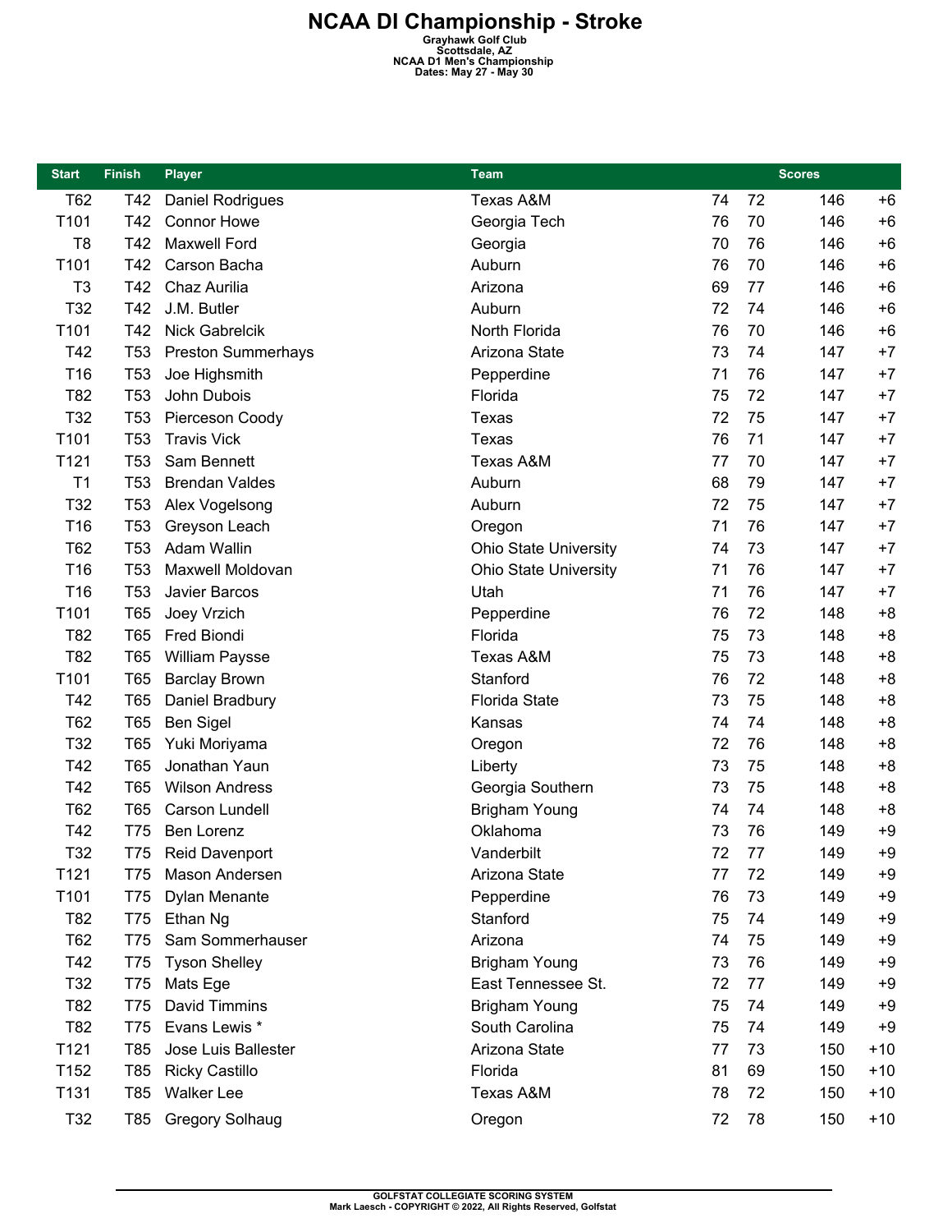# NCAA DI Championship - Stroke

Grayhawk Golf Club
Scottsdale, AZ
NCAA D1 Men's Championship
Dates: May 27 - May 30

| Start | Finish | Player | Team | Scores | | | |
|---|---|---|---|---|---|---|---|
| T62 | T42 | Daniel Rodrigues | Texas A&M | 74 | 72 | 146 | +6 |
| T101 | T42 | Connor Howe | Georgia Tech | 76 | 70 | 146 | +6 |
| T8 | T42 | Maxwell Ford | Georgia | 70 | 76 | 146 | +6 |
| T101 | T42 | Carson Bacha | Auburn | 76 | 70 | 146 | +6 |
| T3 | T42 | Chaz Aurilia | Arizona | 69 | 77 | 146 | +6 |
| T32 | T42 | J.M. Butler | Auburn | 72 | 74 | 146 | +6 |
| T101 | T42 | Nick Gabrelcik | North Florida | 76 | 70 | 146 | +6 |
| T42 | T53 | Preston Summerhays | Arizona State | 73 | 74 | 147 | +7 |
| T16 | T53 | Joe Highsmith | Pepperdine | 71 | 76 | 147 | +7 |
| T82 | T53 | John Dubois | Florida | 75 | 72 | 147 | +7 |
| T32 | T53 | Pierceson Coody | Texas | 72 | 75 | 147 | +7 |
| T101 | T53 | Travis Vick | Texas | 76 | 71 | 147 | +7 |
| T121 | T53 | Sam Bennett | Texas A&M | 77 | 70 | 147 | +7 |
| T1 | T53 | Brendan Valdes | Auburn | 68 | 79 | 147 | +7 |
| T32 | T53 | Alex Vogelsong | Auburn | 72 | 75 | 147 | +7 |
| T16 | T53 | Greyson Leach | Oregon | 71 | 76 | 147 | +7 |
| T62 | T53 | Adam Wallin | Ohio State University | 74 | 73 | 147 | +7 |
| T16 | T53 | Maxwell Moldovan | Ohio State University | 71 | 76 | 147 | +7 |
| T16 | T53 | Javier Barcos | Utah | 71 | 76 | 147 | +7 |
| T101 | T65 | Joey Vrzich | Pepperdine | 76 | 72 | 148 | +8 |
| T82 | T65 | Fred Biondi | Florida | 75 | 73 | 148 | +8 |
| T82 | T65 | William Paysse | Texas A&M | 75 | 73 | 148 | +8 |
| T101 | T65 | Barclay Brown | Stanford | 76 | 72 | 148 | +8 |
| T42 | T65 | Daniel Bradbury | Florida State | 73 | 75 | 148 | +8 |
| T62 | T65 | Ben Sigel | Kansas | 74 | 74 | 148 | +8 |
| T32 | T65 | Yuki Moriyama | Oregon | 72 | 76 | 148 | +8 |
| T42 | T65 | Jonathan Yaun | Liberty | 73 | 75 | 148 | +8 |
| T42 | T65 | Wilson Andress | Georgia Southern | 73 | 75 | 148 | +8 |
| T62 | T65 | Carson Lundell | Brigham Young | 74 | 74 | 148 | +8 |
| T42 | T75 | Ben Lorenz | Oklahoma | 73 | 76 | 149 | +9 |
| T32 | T75 | Reid Davenport | Vanderbilt | 72 | 77 | 149 | +9 |
| T121 | T75 | Mason Andersen | Arizona State | 77 | 72 | 149 | +9 |
| T101 | T75 | Dylan Menante | Pepperdine | 76 | 73 | 149 | +9 |
| T82 | T75 | Ethan Ng | Stanford | 75 | 74 | 149 | +9 |
| T62 | T75 | Sam Sommerhauser | Arizona | 74 | 75 | 149 | +9 |
| T42 | T75 | Tyson Shelley | Brigham Young | 73 | 76 | 149 | +9 |
| T32 | T75 | Mats Ege | East Tennessee St. | 72 | 77 | 149 | +9 |
| T82 | T75 | David Timmins | Brigham Young | 75 | 74 | 149 | +9 |
| T82 | T75 | Evans Lewis * | South Carolina | 75 | 74 | 149 | +9 |
| T121 | T85 | Jose Luis Ballester | Arizona State | 77 | 73 | 150 | +10 |
| T152 | T85 | Ricky Castillo | Florida | 81 | 69 | 150 | +10 |
| T131 | T85 | Walker Lee | Texas A&M | 78 | 72 | 150 | +10 |
| T32 | T85 | Gregory Solhaug | Oregon | 72 | 78 | 150 | +10 |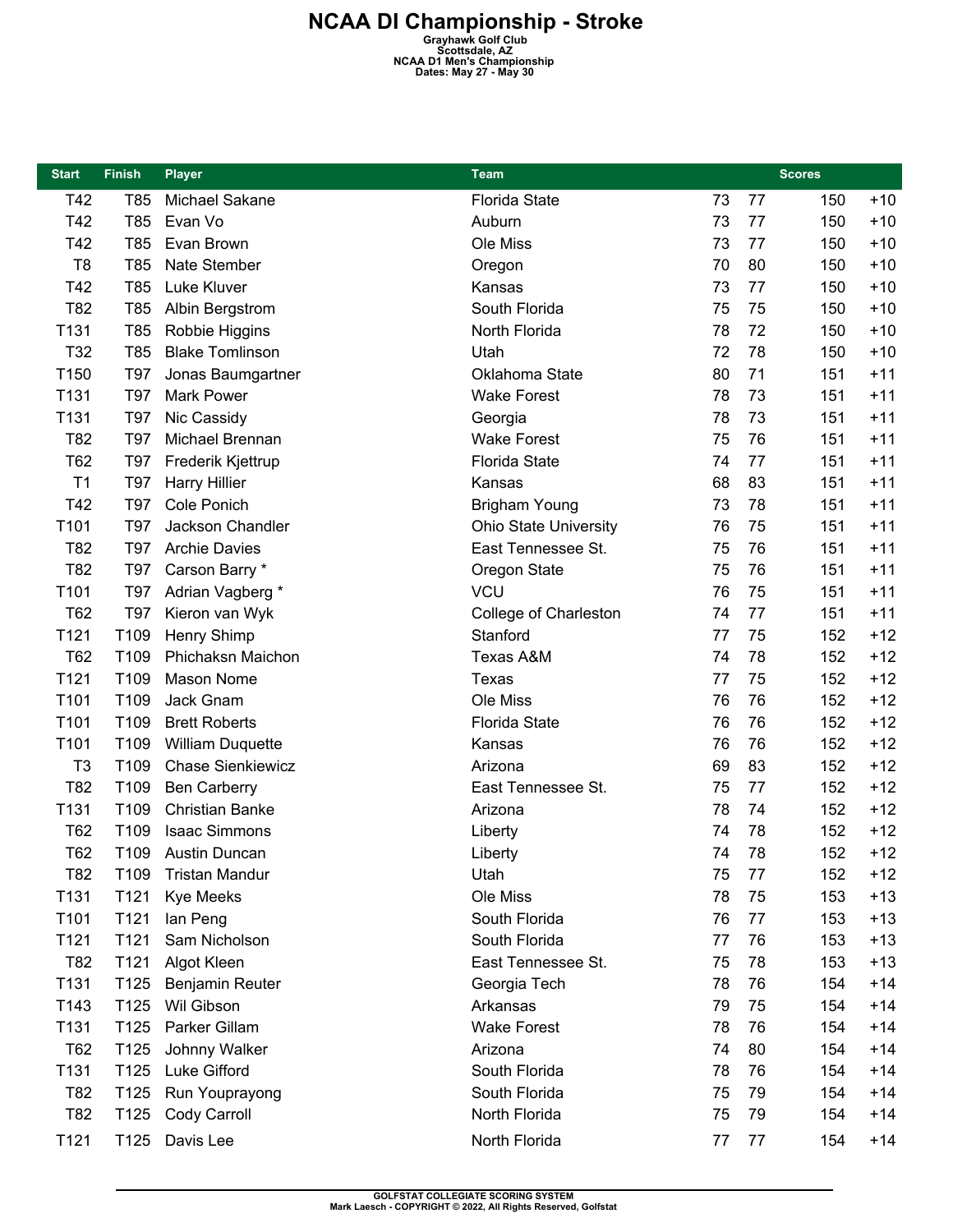# NCAA DI Championship - Stroke

Grayhawk Golf Club
Scottsdale, AZ
NCAA D1 Men's Championship
Dates: May 27 - May 30

| Start | Finish | Player | Team | Scores | | | |
|---|---|---|---|---|---|---|---|
| T42 | T85 | Michael Sakane | Florida State | 73 | 77 | 150 | +10 |
| T42 | T85 | Evan Vo | Auburn | 73 | 77 | 150 | +10 |
| T42 | T85 | Evan Brown | Ole Miss | 73 | 77 | 150 | +10 |
| T8 | T85 | Nate Stember | Oregon | 70 | 80 | 150 | +10 |
| T42 | T85 | Luke Kluver | Kansas | 73 | 77 | 150 | +10 |
| T82 | T85 | Albin Bergstrom | South Florida | 75 | 75 | 150 | +10 |
| T131 | T85 | Robbie Higgins | North Florida | 78 | 72 | 150 | +10 |
| T32 | T85 | Blake Tomlinson | Utah | 72 | 78 | 150 | +10 |
| T150 | T97 | Jonas Baumgartner | Oklahoma State | 80 | 71 | 151 | +11 |
| T131 | T97 | Mark Power | Wake Forest | 78 | 73 | 151 | +11 |
| T131 | T97 | Nic Cassidy | Georgia | 78 | 73 | 151 | +11 |
| T82 | T97 | Michael Brennan | Wake Forest | 75 | 76 | 151 | +11 |
| T62 | T97 | Frederik Kjettrup | Florida State | 74 | 77 | 151 | +11 |
| T1 | T97 | Harry Hillier | Kansas | 68 | 83 | 151 | +11 |
| T42 | T97 | Cole Ponich | Brigham Young | 73 | 78 | 151 | +11 |
| T101 | T97 | Jackson Chandler | Ohio State University | 76 | 75 | 151 | +11 |
| T82 | T97 | Archie Davies | East Tennessee St. | 75 | 76 | 151 | +11 |
| T82 | T97 | Carson Barry * | Oregon State | 75 | 76 | 151 | +11 |
| T101 | T97 | Adrian Vagberg * | VCU | 76 | 75 | 151 | +11 |
| T62 | T97 | Kieron van Wyk | College of Charleston | 74 | 77 | 151 | +11 |
| T121 | T109 | Henry Shimp | Stanford | 77 | 75 | 152 | +12 |
| T62 | T109 | Phichaksn Maichon | Texas A&M | 74 | 78 | 152 | +12 |
| T121 | T109 | Mason Nome | Texas | 77 | 75 | 152 | +12 |
| T101 | T109 | Jack Gnam | Ole Miss | 76 | 76 | 152 | +12 |
| T101 | T109 | Brett Roberts | Florida State | 76 | 76 | 152 | +12 |
| T101 | T109 | William Duquette | Kansas | 76 | 76 | 152 | +12 |
| T3 | T109 | Chase Sienkiewicz | Arizona | 69 | 83 | 152 | +12 |
| T82 | T109 | Ben Carberry | East Tennessee St. | 75 | 77 | 152 | +12 |
| T131 | T109 | Christian Banke | Arizona | 78 | 74 | 152 | +12 |
| T62 | T109 | Isaac Simmons | Liberty | 74 | 78 | 152 | +12 |
| T62 | T109 | Austin Duncan | Liberty | 74 | 78 | 152 | +12 |
| T82 | T109 | Tristan Mandur | Utah | 75 | 77 | 152 | +12 |
| T131 | T121 | Kye Meeks | Ole Miss | 78 | 75 | 153 | +13 |
| T101 | T121 | Ian Peng | South Florida | 76 | 77 | 153 | +13 |
| T121 | T121 | Sam Nicholson | South Florida | 77 | 76 | 153 | +13 |
| T82 | T121 | Algot Kleen | East Tennessee St. | 75 | 78 | 153 | +13 |
| T131 | T125 | Benjamin Reuter | Georgia Tech | 78 | 76 | 154 | +14 |
| T143 | T125 | Wil Gibson | Arkansas | 79 | 75 | 154 | +14 |
| T131 | T125 | Parker Gillam | Wake Forest | 78 | 76 | 154 | +14 |
| T62 | T125 | Johnny Walker | Arizona | 74 | 80 | 154 | +14 |
| T131 | T125 | Luke Gifford | South Florida | 78 | 76 | 154 | +14 |
| T82 | T125 | Run Youprayong | South Florida | 75 | 79 | 154 | +14 |
| T82 | T125 | Cody Carroll | North Florida | 75 | 79 | 154 | +14 |
| T121 | T125 | Davis Lee | North Florida | 77 | 77 | 154 | +14 |

GOLFSTAT COLLEGIATE SCORING SYSTEM
Mark Laesch - COPYRIGHT © 2022, All Rights Reserved, Golfstat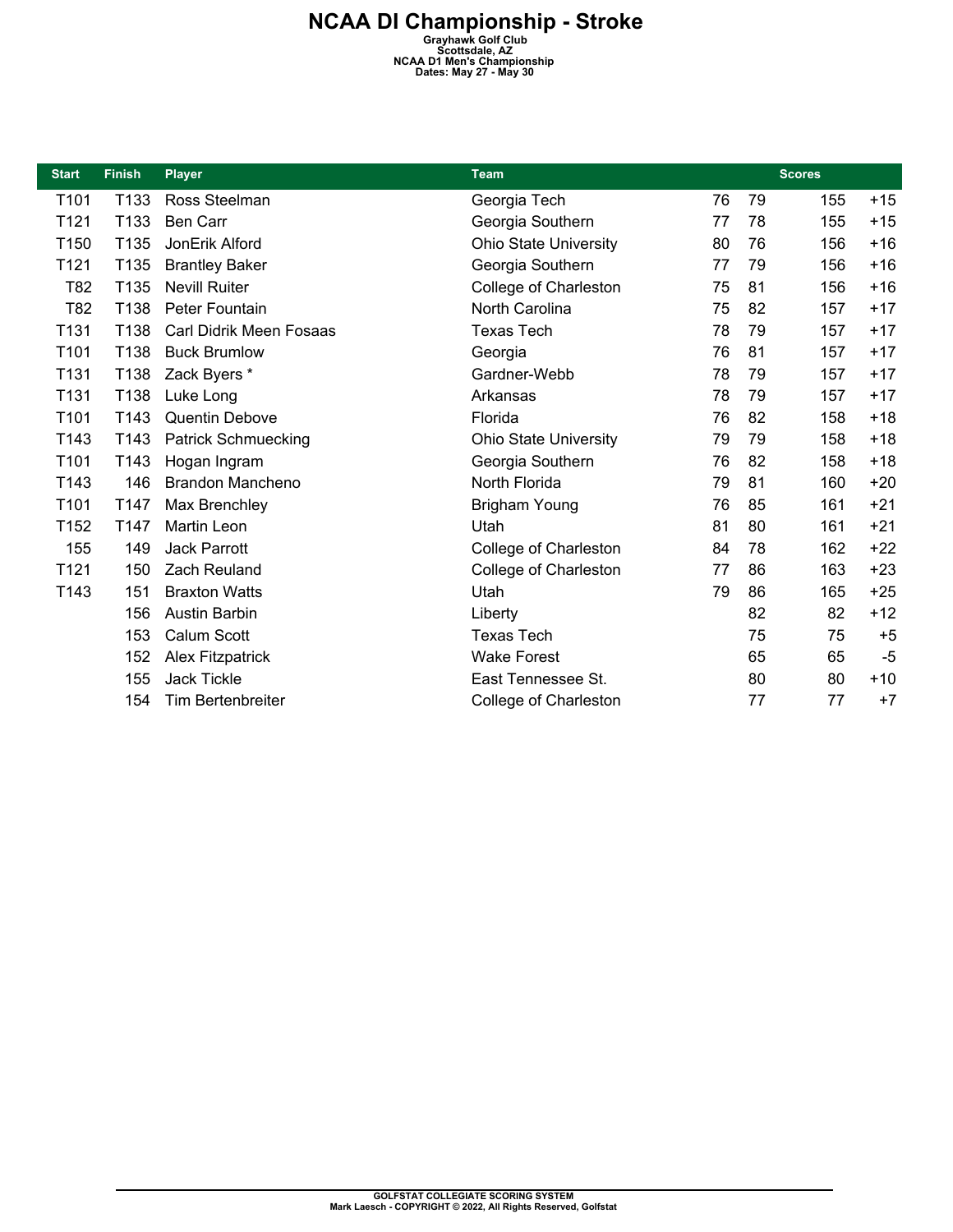# NCAA DI Championship - Stroke

**Grayhawk Golf Club**
**Scottsdale, AZ**
**NCAA D1 Men's Championship**
**Dates: May 27 - May 30**

| Start | Finish | Player | Team | Scores | | | |
|---|---|---|---|---|---|---|---|
| T101 | T133 | Ross Steelman | Georgia Tech | 76 | 79 | 155 | +15 |
| T121 | T133 | Ben Carr | Georgia Southern | 77 | 78 | 155 | +15 |
| T150 | T135 | JonErik Alford | Ohio State University | 80 | 76 | 156 | +16 |
| T121 | T135 | Brantley Baker | Georgia Southern | 77 | 79 | 156 | +16 |
| T82 | T135 | Nevill Ruiter | College of Charleston | 75 | 81 | 156 | +16 |
| T82 | T138 | Peter Fountain | North Carolina | 75 | 82 | 157 | +17 |
| T131 | T138 | Carl Didrik Meen Fosaas | Texas Tech | 78 | 79 | 157 | +17 |
| T101 | T138 | Buck Brumlow | Georgia | 76 | 81 | 157 | +17 |
| T131 | T138 | Zack Byers * | Gardner-Webb | 78 | 79 | 157 | +17 |
| T131 | T138 | Luke Long | Arkansas | 78 | 79 | 157 | +17 |
| T101 | T143 | Quentin Debove | Florida | 76 | 82 | 158 | +18 |
| T143 | T143 | Patrick Schmuecking | Ohio State University | 79 | 79 | 158 | +18 |
| T101 | T143 | Hogan Ingram | Georgia Southern | 76 | 82 | 158 | +18 |
| T143 | 146 | Brandon Mancheno | North Florida | 79 | 81 | 160 | +20 |
| T101 | T147 | Max Brenchley | Brigham Young | 76 | 85 | 161 | +21 |
| T152 | T147 | Martin Leon | Utah | 81 | 80 | 161 | +21 |
| 155 | 149 | Jack Parrott | College of Charleston | 84 | 78 | 162 | +22 |
| T121 | 150 | Zach Reuland | College of Charleston | 77 | 86 | 163 | +23 |
| T143 | 151 | Braxton Watts | Utah | 79 | 86 | 165 | +25 |
| | 156 | Austin Barbin | Liberty | | 82 | 82 | +12 |
| | 153 | Calum Scott | Texas Tech | | 75 | 75 | +5 |
| | 152 | Alex Fitzpatrick | Wake Forest | | 65 | 65 | -5 |
| | 155 | Jack Tickle | East Tennessee St. | | 80 | 80 | +10 |
| | 154 | Tim Bertenbreiter | College of Charleston | | 77 | 77 | +7 |